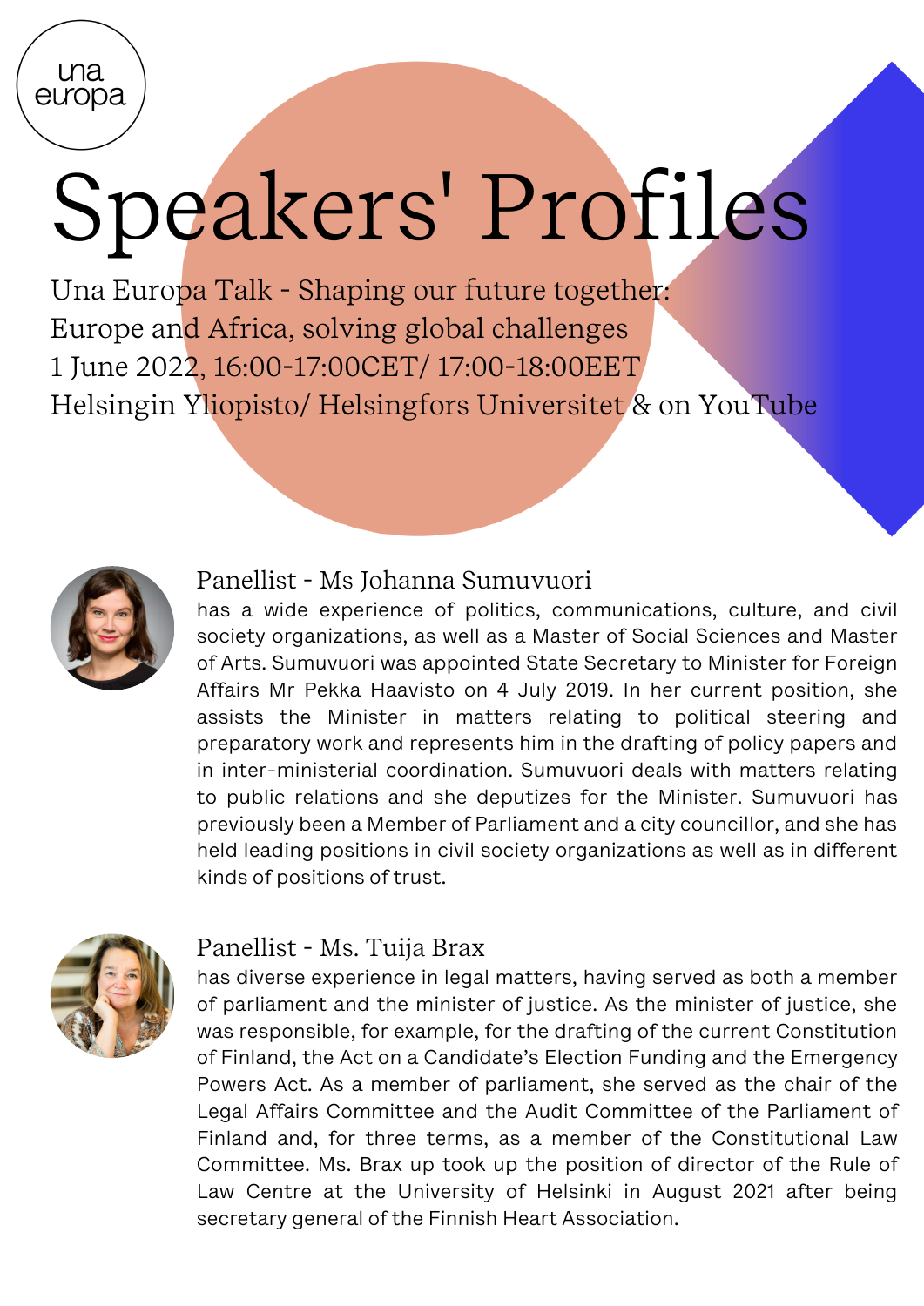una europa

# Speakers' Profiles

Una Europa Talk - Shaping our future together:
Europe and Africa, solving global challenges
1 June 2022, 16:00-17:00CET/ 17:00-18:00EET
Helsingin Yliopisto/ Helsingfors Universitet & on YouTube

## Panellist - Ms Johanna Sumuvuori

has a wide experience of politics, communications, culture, and civil society organizations, as well as a Master of Social Sciences and Master of Arts. Sumuvuori was appointed State Secretary to Minister for Foreign Affairs Mr Pekka Haavisto on 4 July 2019. In her current position, she assists the Minister in matters relating to political steering and preparatory work and represents him in the drafting of policy papers and in inter-ministerial coordination. Sumuvuori deals with matters relating to public relations and she deputizes for the Minister. Sumuvuori has previously been a Member of Parliament and a city councillor, and she has held leading positions in civil society organizations as well as in different kinds of positions of trust.

## Panellist - Ms. Tuija Brax

has diverse experience in legal matters, having served as both a member of parliament and the minister of justice. As the minister of justice, she was responsible, for example, for the drafting of the current Constitution of Finland, the Act on a Candidate's Election Funding and the Emergency Powers Act. As a member of parliament, she served as the chair of the Legal Affairs Committee and the Audit Committee of the Parliament of Finland and, for three terms, as a member of the Constitutional Law Committee. Ms. Brax up took up the position of director of the Rule of Law Centre at the University of Helsinki in August 2021 after being secretary general of the Finnish Heart Association.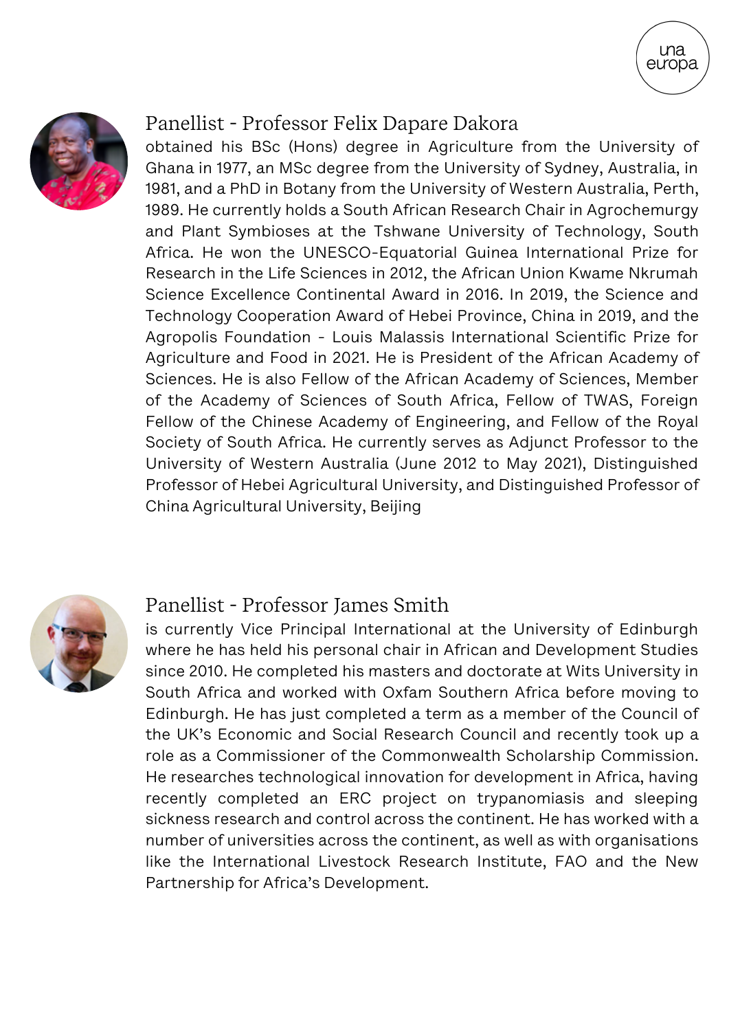## Panellist - Professor Felix Dapare Dakora

obtained his BSc (Hons) degree in Agriculture from the University of Ghana in 1977, an MSc degree from the University of Sydney, Australia, in 1981, and a PhD in Botany from the University of Western Australia, Perth, 1989. He currently holds a South African Research Chair in Agrochemurgy and Plant Symbioses at the Tshwane University of Technology, South Africa. He won the UNESCO-Equatorial Guinea International Prize for Research in the Life Sciences in 2012, the African Union Kwame Nkrumah Science Excellence Continental Award in 2016. In 2019, the Science and Technology Cooperation Award of Hebei Province, China in 2019, and the Agropolis Foundation - Louis Malassis International Scientific Prize for Agriculture and Food in 2021. He is President of the African Academy of Sciences. He is also Fellow of the African Academy of Sciences, Member of the Academy of Sciences of South Africa, Fellow of TWAS, Foreign Fellow of the Chinese Academy of Engineering, and Fellow of the Royal Society of South Africa. He currently serves as Adjunct Professor to the University of Western Australia (June 2012 to May 2021), Distinguished Professor of Hebei Agricultural University, and Distinguished Professor of China Agricultural University, Beijing

## Panellist - Professor James Smith

is currently Vice Principal International at the University of Edinburgh where he has held his personal chair in African and Development Studies since 2010. He completed his masters and doctorate at Wits University in South Africa and worked with Oxfam Southern Africa before moving to Edinburgh. He has just completed a term as a member of the Council of the UK's Economic and Social Research Council and recently took up a role as a Commissioner of the Commonwealth Scholarship Commission. He researches technological innovation for development in Africa, having recently completed an ERC project on trypanomiasis and sleeping sickness research and control across the continent. He has worked with a number of universities across the continent, as well as with organisations like the International Livestock Research Institute, FAO and the New Partnership for Africa's Development.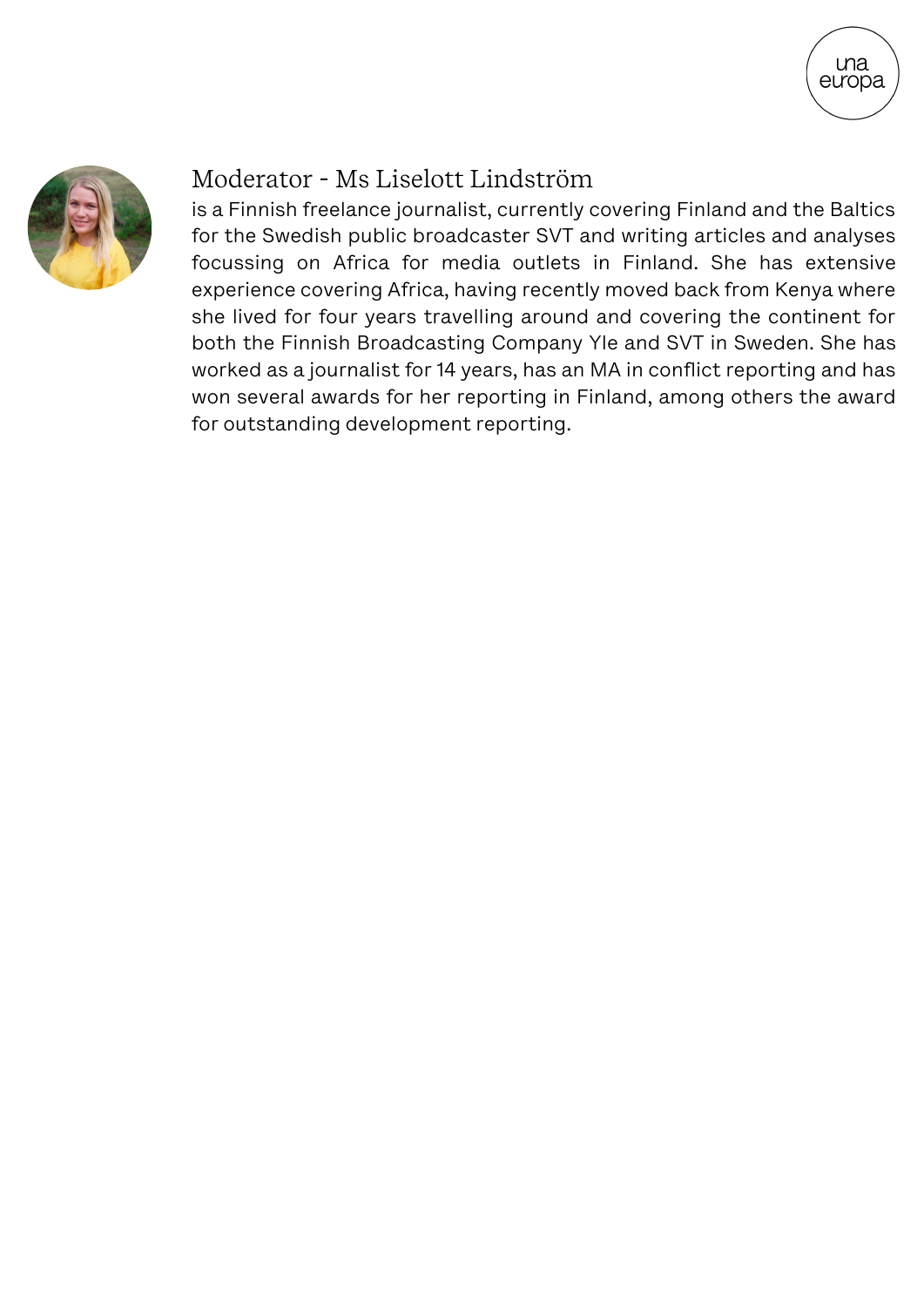## Moderator - Ms Liselott Lindström

is a Finnish freelance journalist, currently covering Finland and the Baltics for the Swedish public broadcaster SVT and writing articles and analyses focussing on Africa for media outlets in Finland. She has extensive experience covering Africa, having recently moved back from Kenya where she lived for four years travelling around and covering the continent for both the Finnish Broadcasting Company Yle and SVT in Sweden. She has worked as a journalist for 14 years, has an MA in conflict reporting and has won several awards for her reporting in Finland, among others the award for outstanding development reporting.